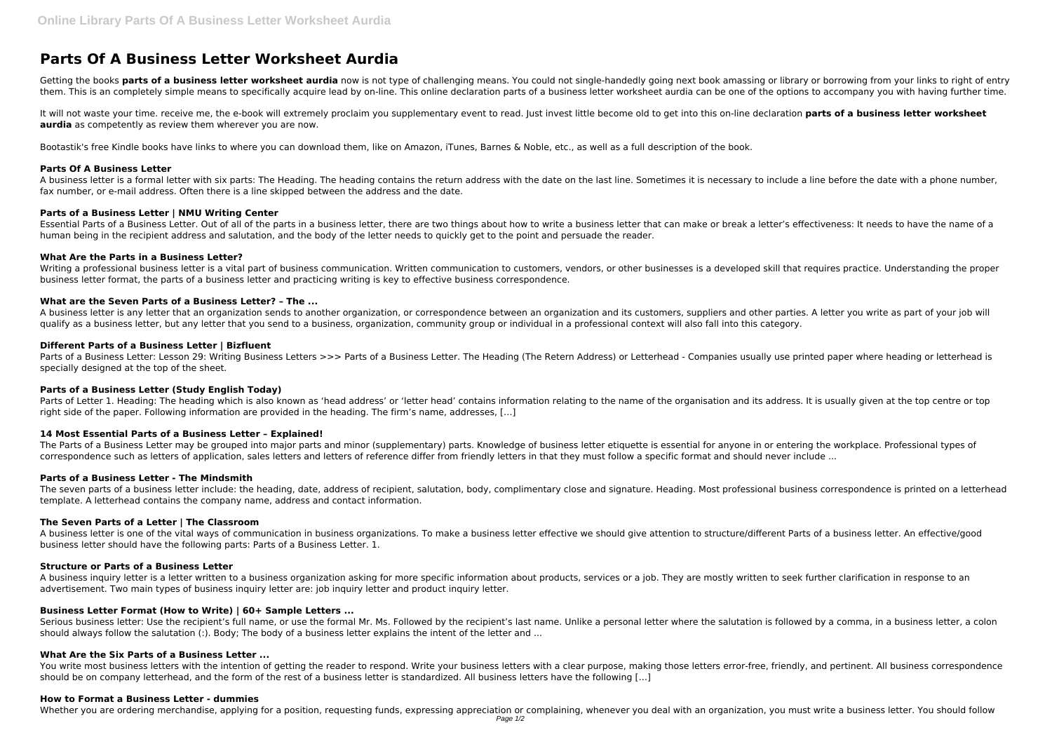# Parts Of A Business Letter Worksheet Aurdia

Getting the books **parts of a business letter worksheet aurdia** now is not type of challenging means. You could not single-handedly going next book amassing or library or borrowing from your links to right of entry them. This is an completely simple means to specifically acquire lead by on-line. This online declaration parts of a business letter worksheet aurdia can be one of the options to accompany you with having further time.

It will not waste your time. receive me, the e-book will extremely proclaim you supplementary event to read. Just invest little become old to get into this on-line declaration **parts of a business letter worksheet aurdia** as competently as review them wherever you are now.

Bootastik's free Kindle books have links to where you can download them, like on Amazon, iTunes, Barnes & Noble, etc., as well as a full description of the book.

### Parts Of A Business Letter

A business letter is a formal letter with six parts: The Heading. The heading contains the return address with the date on the last line. Sometimes it is necessary to include a line before the date with a phone number, fax number, or e-mail address. Often there is a line skipped between the address and the date.

### Parts of a Business Letter | NMU Writing Center

Essential Parts of a Business Letter. Out of all of the parts in a business letter, there are two things about how to write a business letter that can make or break a letter's effectiveness: It needs to have the name of a human being in the recipient address and salutation, and the body of the letter needs to quickly get to the point and persuade the reader.

### What Are the Parts in a Business Letter?

Writing a professional business letter is a vital part of business communication. Written communication to customers, vendors, or other businesses is a developed skill that requires practice. Understanding the proper business letter format, the parts of a business letter and practicing writing is key to effective business correspondence.

### What are the Seven Parts of a Business Letter? – The ...

A business letter is any letter that an organization sends to another organization, or correspondence between an organization and its customers, suppliers and other parties. A letter you write as part of your job will qualify as a business letter, but any letter that you send to a business, organization, community group or individual in a professional context will also fall into this category.

### Different Parts of a Business Letter | Bizfluent

Parts of a Business Letter: Lesson 29: Writing Business Letters >>> Parts of a Business Letter. The Heading (The Retern Address) or Letterhead - Companies usually use printed paper where heading or letterhead is specially designed at the top of the sheet.

### Parts of a Business Letter (Study English Today)

Parts of Letter 1. Heading: The heading which is also known as 'head address' or 'letter head' contains information relating to the name of the organisation and its address. It is usually given at the top centre or top right side of the paper. Following information are provided in the heading. The firm's name, addresses, […]

### 14 Most Essential Parts of a Business Letter – Explained!

The Parts of a Business Letter may be grouped into major parts and minor (supplementary) parts. Knowledge of business letter etiquette is essential for anyone in or entering the workplace. Professional types of correspondence such as letters of application, sales letters and letters of reference differ from friendly letters in that they must follow a specific format and should never include ...

### Parts of a Business Letter - The Mindsmith

The seven parts of a business letter include: the heading, date, address of recipient, salutation, body, complimentary close and signature. Heading. Most professional business correspondence is printed on a letterhead template. A letterhead contains the company name, address and contact information.

### The Seven Parts of a Letter | The Classroom

A business letter is one of the vital ways of communication in business organizations. To make a business letter effective we should give attention to structure/different Parts of a business letter. An effective/good business letter should have the following parts: Parts of a Business Letter. 1.

### Structure or Parts of a Business Letter

A business inquiry letter is a letter written to a business organization asking for more specific information about products, services or a job. They are mostly written to seek further clarification in response to an advertisement. Two main types of business inquiry letter are: job inquiry letter and product inquiry letter.

### Business Letter Format (How to Write) | 60+ Sample Letters ...

Serious business letter: Use the recipient's full name, or use the formal Mr. Ms. Followed by the recipient's last name. Unlike a personal letter where the salutation is followed by a comma, in a business letter, a colon should always follow the salutation (:). Body; The body of a business letter explains the intent of the letter and ...

### What Are the Six Parts of a Business Letter ...

You write most business letters with the intention of getting the reader to respond. Write your business letters with a clear purpose, making those letters error-free, friendly, and pertinent. All business correspondence should be on company letterhead, and the form of the rest of a business letter is standardized. All business letters have the following […]

### How to Format a Business Letter - dummies

Whether you are ordering merchandise, applying for a position, requesting funds, expressing appreciation or complaining, whenever you deal with an organization, you must write a business letter. You should follow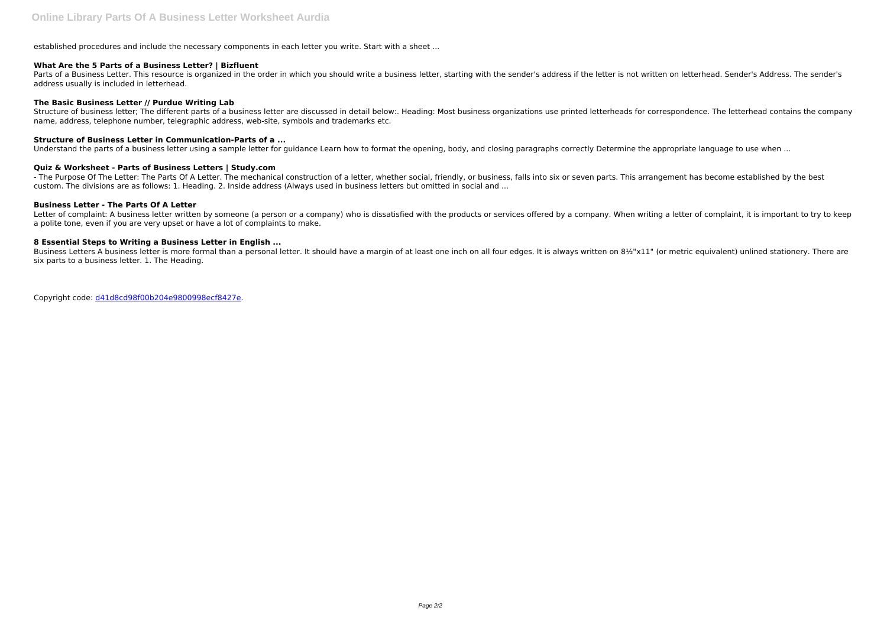established procedures and include the necessary components in each letter you write. Start with a sheet ...

### What Are the 5 Parts of a Business Letter? | Bizfluent

Parts of a Business Letter. This resource is organized in the order in which you should write a business letter, starting with the sender's address if the letter is not written on letterhead. Sender's Address. The sender's address usually is included in letterhead.

### The Basic Business Letter // Purdue Writing Lab

Structure of business letter; The different parts of a business letter are discussed in detail below:. Heading: Most business organizations use printed letterheads for correspondence. The letterhead contains the company name, address, telephone number, telegraphic address, web-site, symbols and trademarks etc.

### Structure of Business Letter in Communication-Parts of a ...

Understand the parts of a business letter using a sample letter for guidance Learn how to format the opening, body, and closing paragraphs correctly Determine the appropriate language to use when ...

### Quiz & Worksheet - Parts of Business Letters | Study.com

- The Purpose Of The Letter: The Parts Of A Letter. The mechanical construction of a letter, whether social, friendly, or business, falls into six or seven parts. This arrangement has become established by the best custom. The divisions are as follows: 1. Heading. 2. Inside address (Always used in business letters but omitted in social and ...

### Business Letter - The Parts Of A Letter

Letter of complaint: A business letter written by someone (a person or a company) who is dissatisfied with the products or services offered by a company. When writing a letter of complaint, it is important to try to keep a polite tone, even if you are very upset or have a lot of complaints to make.

### 8 Essential Steps to Writing a Business Letter in English ...

Business Letters A business letter is more formal than a personal letter. It should have a margin of at least one inch on all four edges. It is always written on 8½"x11" (or metric equivalent) unlined stationery. There are six parts to a business letter. 1. The Heading.

Copyright code: d41d8cd98f00b204e9800998ecf8427e.